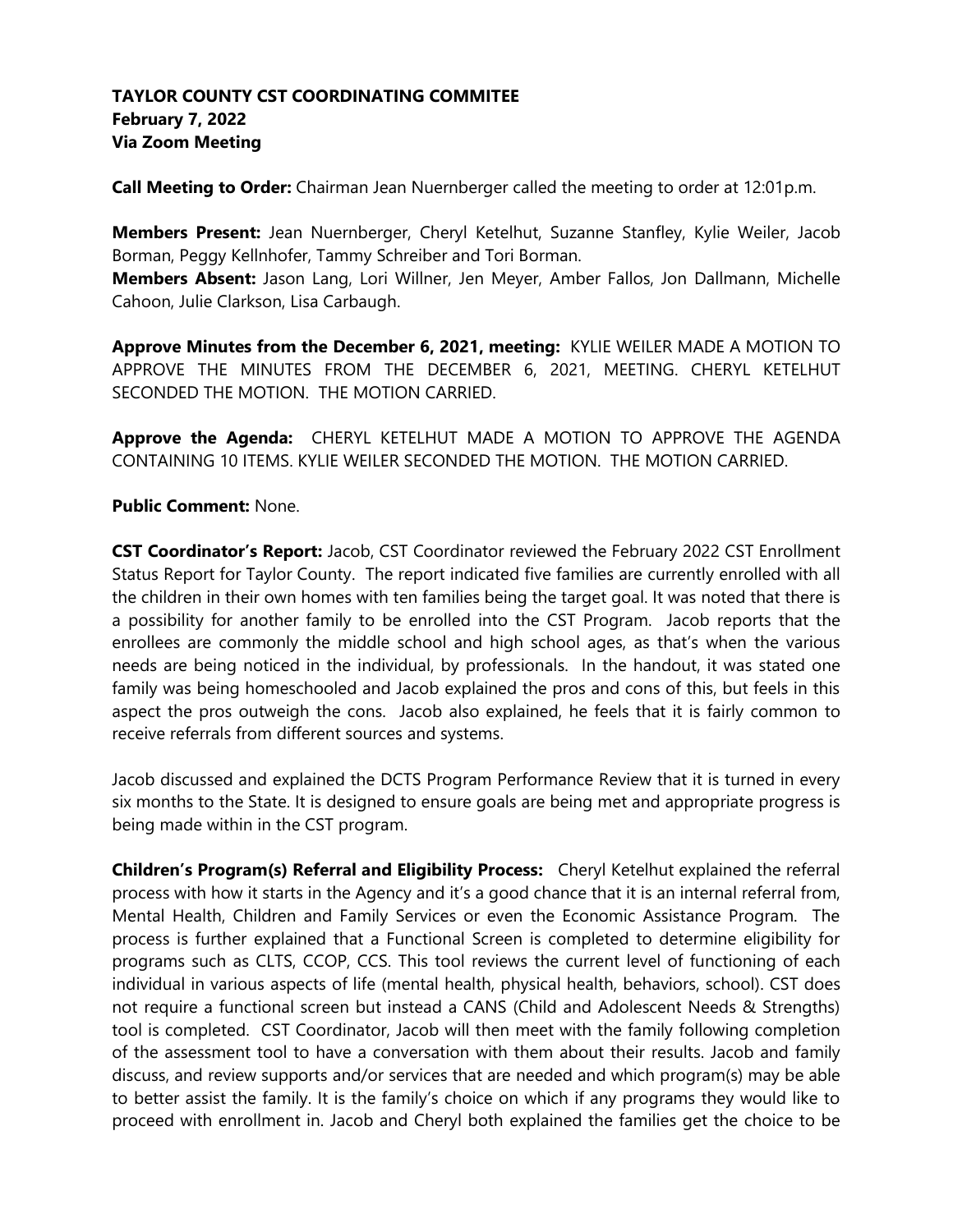**TAYLOR COUNTY CST COORDINATING COMMITEE**
**February 7, 2022**
**Via Zoom Meeting**

**Call Meeting to Order:** Chairman Jean Nuernberger called the meeting to order at 12:01p.m.

**Members Present:** Jean Nuernberger, Cheryl Ketelhut, Suzanne Stanfley, Kylie Weiler, Jacob Borman, Peggy Kellnhofer, Tammy Schreiber and Tori Borman.
**Members Absent:** Jason Lang, Lori Willner, Jen Meyer, Amber Fallos, Jon Dallmann, Michelle Cahoon, Julie Clarkson, Lisa Carbaugh.

**Approve Minutes from the December 6, 2021, meeting:** KYLIE WEILER MADE A MOTION TO APPROVE THE MINUTES FROM THE DECEMBER 6, 2021, MEETING. CHERYL KETELHUT SECONDED THE MOTION. THE MOTION CARRIED.

**Approve the Agenda:** CHERYL KETELHUT MADE A MOTION TO APPROVE THE AGENDA CONTAINING 10 ITEMS. KYLIE WEILER SECONDED THE MOTION. THE MOTION CARRIED.

**Public Comment:** None.

**CST Coordinator's Report:** Jacob, CST Coordinator reviewed the February 2022 CST Enrollment Status Report for Taylor County. The report indicated five families are currently enrolled with all the children in their own homes with ten families being the target goal. It was noted that there is a possibility for another family to be enrolled into the CST Program. Jacob reports that the enrollees are commonly the middle school and high school ages, as that's when the various needs are being noticed in the individual, by professionals. In the handout, it was stated one family was being homeschooled and Jacob explained the pros and cons of this, but feels in this aspect the pros outweigh the cons. Jacob also explained, he feels that it is fairly common to receive referrals from different sources and systems.

Jacob discussed and explained the DCTS Program Performance Review that it is turned in every six months to the State. It is designed to ensure goals are being met and appropriate progress is being made within in the CST program.

**Children's Program(s) Referral and Eligibility Process:** Cheryl Ketelhut explained the referral process with how it starts in the Agency and it's a good chance that it is an internal referral from, Mental Health, Children and Family Services or even the Economic Assistance Program. The process is further explained that a Functional Screen is completed to determine eligibility for programs such as CLTS, CCOP, CCS. This tool reviews the current level of functioning of each individual in various aspects of life (mental health, physical health, behaviors, school). CST does not require a functional screen but instead a CANS (Child and Adolescent Needs & Strengths) tool is completed. CST Coordinator, Jacob will then meet with the family following completion of the assessment tool to have a conversation with them about their results. Jacob and family discuss, and review supports and/or services that are needed and which program(s) may be able to better assist the family. It is the family's choice on which if any programs they would like to proceed with enrollment in. Jacob and Cheryl both explained the families get the choice to be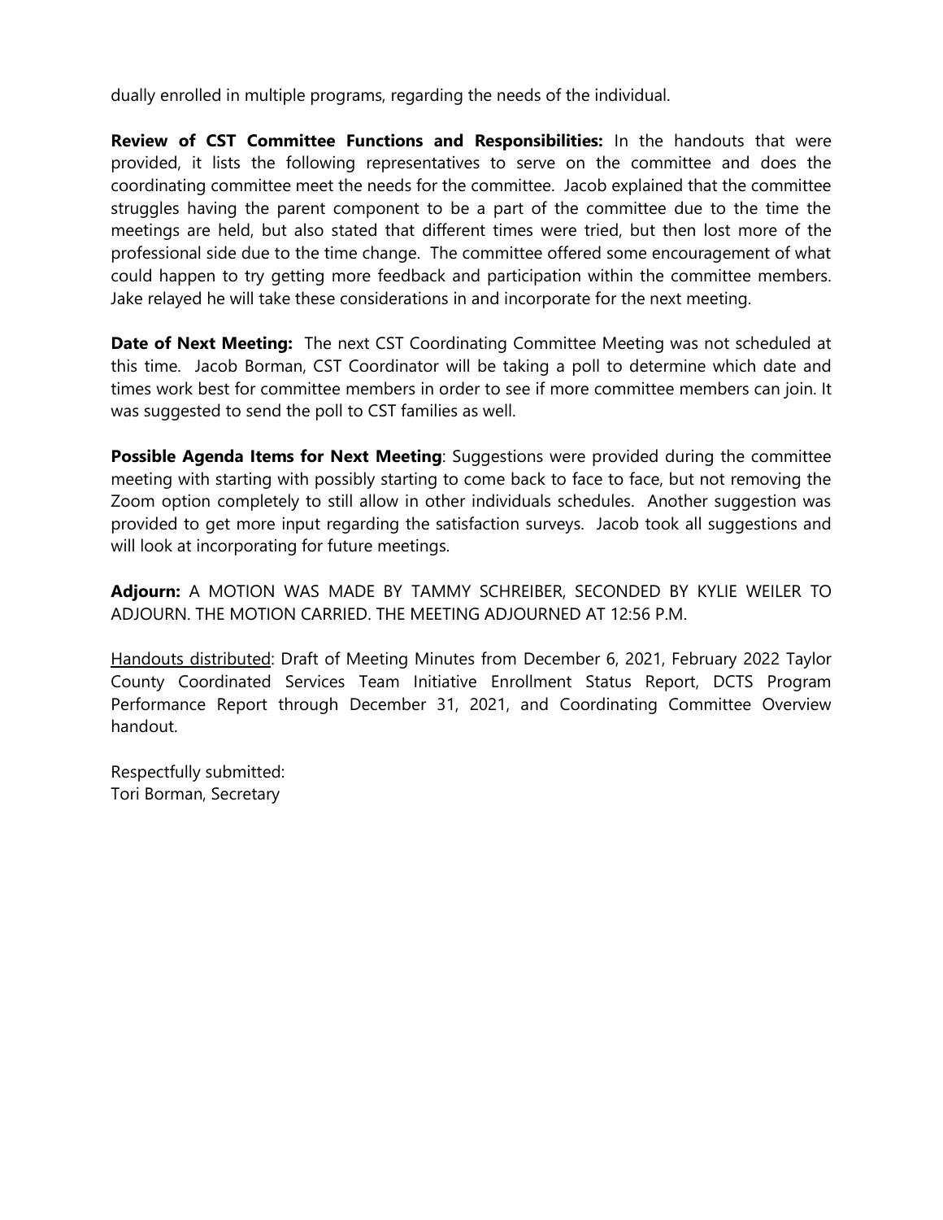dually enrolled in multiple programs, regarding the needs of the individual.

**Review of CST Committee Functions and Responsibilities:** In the handouts that were provided, it lists the following representatives to serve on the committee and does the coordinating committee meet the needs for the committee. Jacob explained that the committee struggles having the parent component to be a part of the committee due to the time the meetings are held, but also stated that different times were tried, but then lost more of the professional side due to the time change. The committee offered some encouragement of what could happen to try getting more feedback and participation within the committee members. Jake relayed he will take these considerations in and incorporate for the next meeting.

**Date of Next Meeting:** The next CST Coordinating Committee Meeting was not scheduled at this time. Jacob Borman, CST Coordinator will be taking a poll to determine which date and times work best for committee members in order to see if more committee members can join. It was suggested to send the poll to CST families as well.

**Possible Agenda Items for Next Meeting**: Suggestions were provided during the committee meeting with starting with possibly starting to come back to face to face, but not removing the Zoom option completely to still allow in other individuals schedules. Another suggestion was provided to get more input regarding the satisfaction surveys. Jacob took all suggestions and will look at incorporating for future meetings.

**Adjourn:** A MOTION WAS MADE BY TAMMY SCHREIBER, SECONDED BY KYLIE WEILER TO ADJOURN. THE MOTION CARRIED. THE MEETING ADJOURNED AT 12:56 P.M.

Handouts distributed: Draft of Meeting Minutes from December 6, 2021, February 2022 Taylor County Coordinated Services Team Initiative Enrollment Status Report, DCTS Program Performance Report through December 31, 2021, and Coordinating Committee Overview handout.

Respectfully submitted:
Tori Borman, Secretary